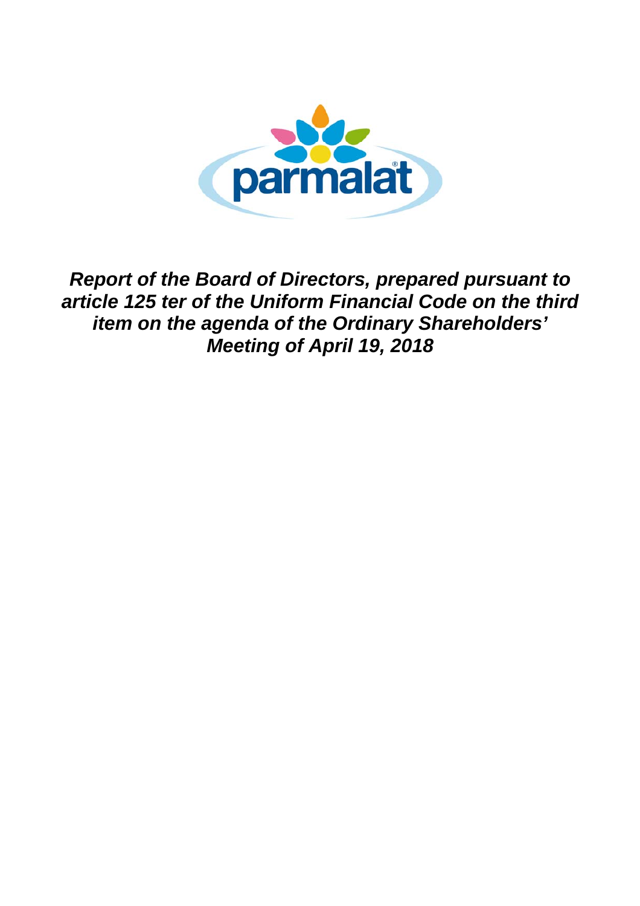parmalat

***Report of the Board of Directors, prepared pursuant to article 125 ter of the Uniform Financial Code on the third item on the agenda of the Ordinary Shareholders' Meeting of April 19, 2018***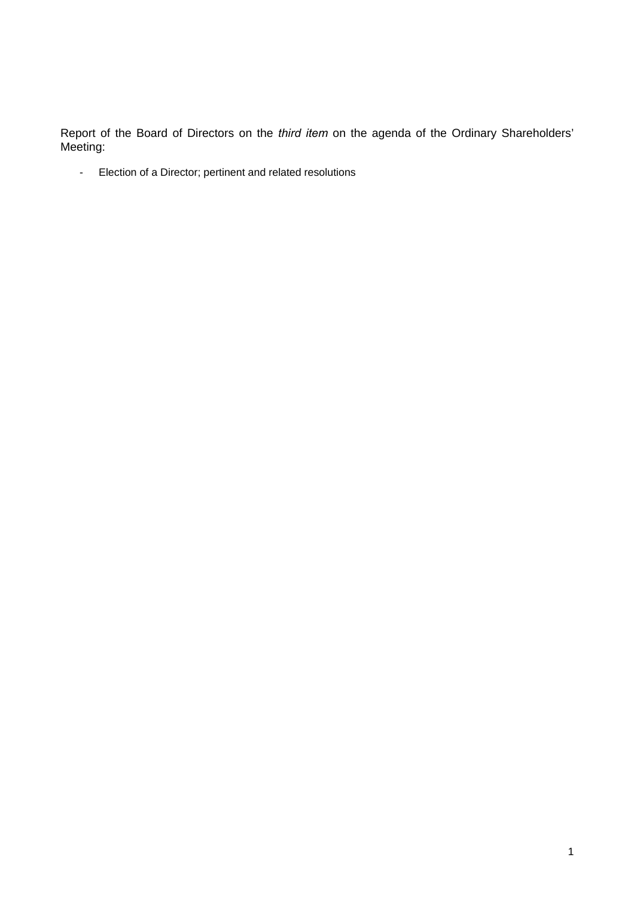Report of the Board of Directors on the *third item* on the agenda of the Ordinary Shareholders' Meeting:

- Election of a Director; pertinent and related resolutions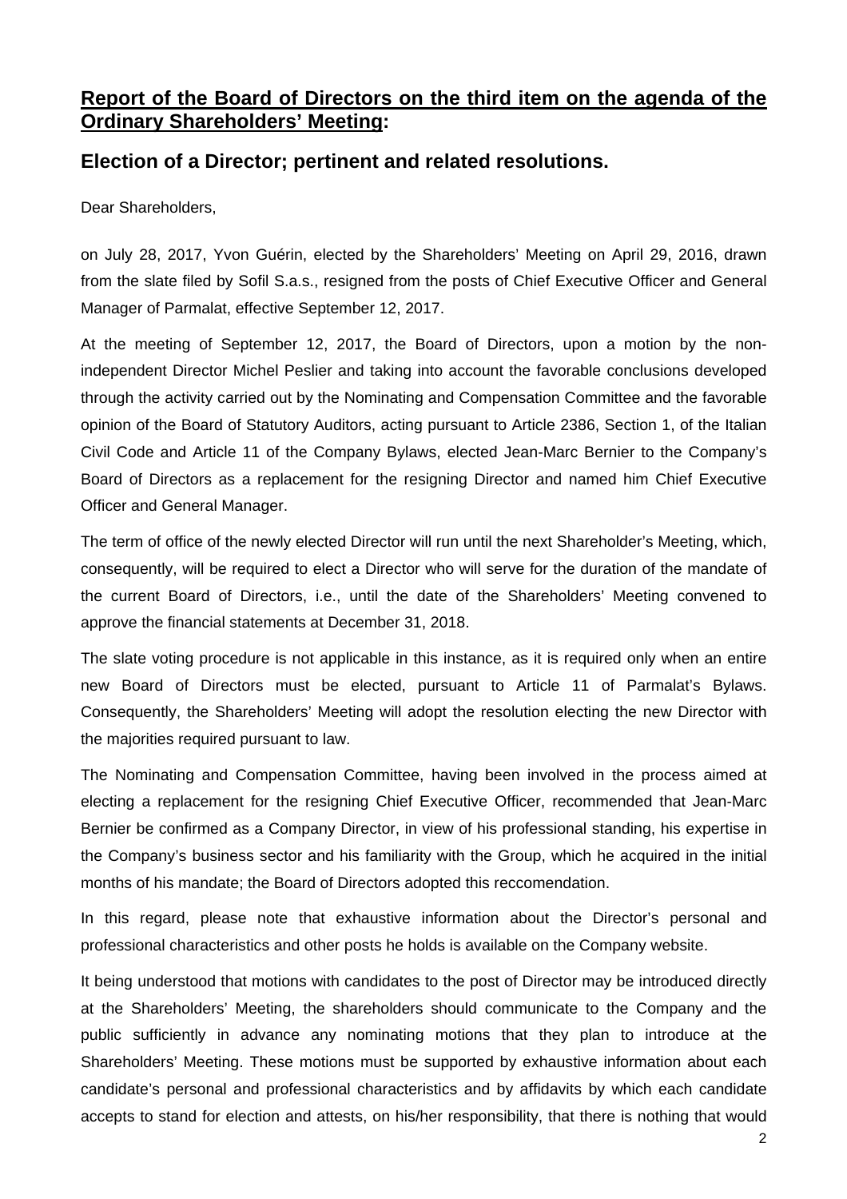## **Report of the Board of Directors on the third item on the agenda of the Ordinary Shareholders' Meeting:**

## **Election of a Director; pertinent and related resolutions.**

Dear Shareholders,

on July 28, 2017, Yvon Guérin, elected by the Shareholders' Meeting on April 29, 2016, drawn from the slate filed by Sofil S.a.s., resigned from the posts of Chief Executive Officer and General Manager of Parmalat, effective September 12, 2017.

At the meeting of September 12, 2017, the Board of Directors, upon a motion by the non-independent Director Michel Peslier and taking into account the favorable conclusions developed through the activity carried out by the Nominating and Compensation Committee and the favorable opinion of the Board of Statutory Auditors, acting pursuant to Article 2386, Section 1, of the Italian Civil Code and Article 11 of the Company Bylaws, elected Jean-Marc Bernier to the Company's Board of Directors as a replacement for the resigning Director and named him Chief Executive Officer and General Manager.

The term of office of the newly elected Director will run until the next Shareholder's Meeting, which, consequently, will be required to elect a Director who will serve for the duration of the mandate of the current Board of Directors, i.e., until the date of the Shareholders' Meeting convened to approve the financial statements at December 31, 2018.

The slate voting procedure is not applicable in this instance, as it is required only when an entire new Board of Directors must be elected, pursuant to Article 11 of Parmalat's Bylaws. Consequently, the Shareholders' Meeting will adopt the resolution electing the new Director with the majorities required pursuant to law.

The Nominating and Compensation Committee, having been involved in the process aimed at electing a replacement for the resigning Chief Executive Officer, recommended that Jean-Marc Bernier be confirmed as a Company Director, in view of his professional standing, his expertise in the Company's business sector and his familiarity with the Group, which he acquired in the initial months of his mandate; the Board of Directors adopted this reccomendation.

In this regard, please note that exhaustive information about the Director's personal and professional characteristics and other posts he holds is available on the Company website.

It being understood that motions with candidates to the post of Director may be introduced directly at the Shareholders' Meeting, the shareholders should communicate to the Company and the public sufficiently in advance any nominating motions that they plan to introduce at the Shareholders' Meeting. These motions must be supported by exhaustive information about each candidate's personal and professional characteristics and by affidavits by which each candidate accepts to stand for election and attests, on his/her responsibility, that there is nothing that would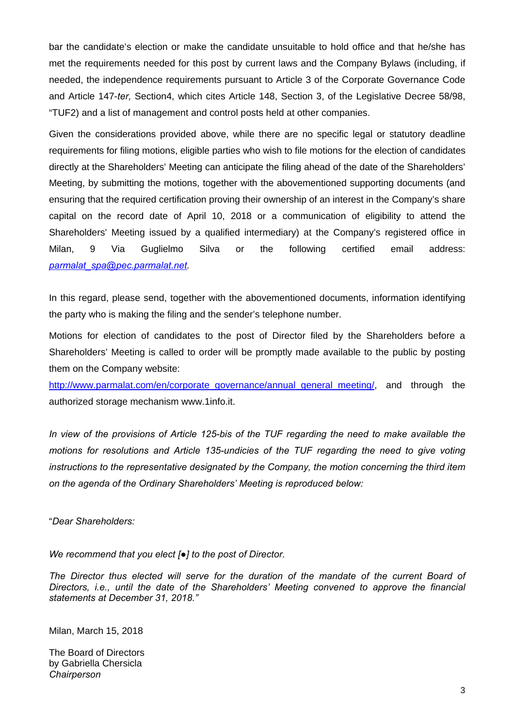bar the candidate's election or make the candidate unsuitable to hold office and that he/she has met the requirements needed for this post by current laws and the Company Bylaws (including, if needed, the independence requirements pursuant to Article 3 of the Corporate Governance Code and Article 147-*ter,* Section4, which cites Article 148, Section 3, of the Legislative Decree 58/98, "TUF2) and a list of management and control posts held at other companies.

Given the considerations provided above, while there are no specific legal or statutory deadline requirements for filing motions, eligible parties who wish to file motions for the election of candidates directly at the Shareholders' Meeting can anticipate the filing ahead of the date of the Shareholders' Meeting, by submitting the motions, together with the abovementioned supporting documents (and ensuring that the required certification proving their ownership of an interest in the Company's share capital on the record date of April 10, 2018 or a communication of eligibility to attend the Shareholders' Meeting issued by a qualified intermediary) at the Company's registered office in Milan, 9 Via Guglielmo Silva or the following certified email address: *parmalat_spa@pec.parmalat.net.*

In this regard, please send, together with the abovementioned documents, information identifying the party who is making the filing and the sender's telephone number.

Motions for election of candidates to the post of Director filed by the Shareholders before a Shareholders' Meeting is called to order will be promptly made available to the public by posting them on the Company website:
http://www.parmalat.com/en/corporate_governance/annual_general_meeting/, and through the authorized storage mechanism www.1info.it.

*In view of the provisions of Article 125-bis of the TUF regarding the need to make available the motions for resolutions and Article 135-undicies of the TUF regarding the need to give voting instructions to the representative designated by the Company, the motion concerning the third item on the agenda of the Ordinary Shareholders' Meeting is reproduced below:*

"*Dear Shareholders:*

*We recommend that you elect [●] to the post of Director.*

*The Director thus elected will serve for the duration of the mandate of the current Board of Directors, i.e., until the date of the Shareholders' Meeting convened to approve the financial statements at December 31, 2018."*

Milan, March 15, 2018

The Board of Directors
by Gabriella Chersicla
*Chairperson*